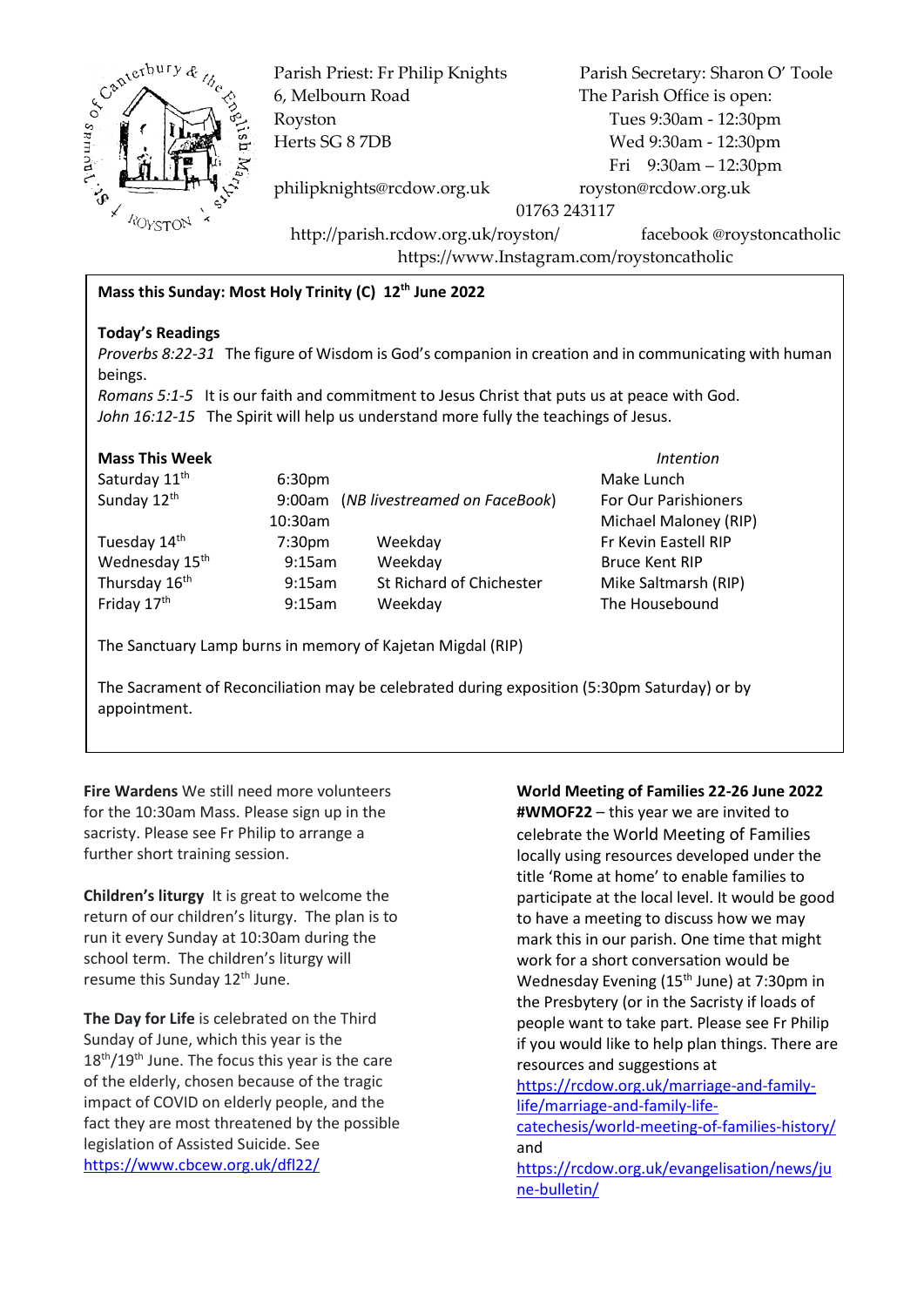Parish Priest: Fr Philip Knights
6, Melbourn Road
Royston
Herts SG 8 7DB

philipknights@rcdow.org.uk

Parish Secretary: Sharon O' Toole
The Parish Office is open:
Tues 9:30am - 12:30pm
Wed 9:30am - 12:30pm
Fri 9:30am – 12:30pm
royston@rcdow.org.uk

01763 243117

http://parish.rcdow.org.uk/royston/ facebook @roystoncatholic
https://www.Instagram.com/roystoncatholic

**Mass this Sunday: Most Holy Trinity (C) 12th June 2022**

**Today's Readings**

*Proverbs 8:22-31* The figure of Wisdom is God's companion in creation and in communicating with human beings.
*Romans 5:1-5* It is our faith and commitment to Jesus Christ that puts us at peace with God.
*John 16:12-15* The Spirit will help us understand more fully the teachings of Jesus.

| **Mass This Week** | | | *Intention* |
|---|---|---|---|
| Saturday 11th | 6:30pm | | Make Lunch |
| Sunday 12th | 9:00am | (*NB livestreamed on FaceBook*) | For Our Parishioners |
| | 10:30am | | Michael Maloney (RIP) |
| Tuesday 14th | 7:30pm | Weekday | Fr Kevin Eastell RIP |
| Wednesday 15th | 9:15am | Weekday | Bruce Kent RIP |
| Thursday 16th | 9:15am | St Richard of Chichester | Mike Saltmarsh (RIP) |
| Friday 17th | 9:15am | Weekday | The Housebound |

The Sanctuary Lamp burns in memory of Kajetan Migdal (RIP)

The Sacrament of Reconciliation may be celebrated during exposition (5:30pm Saturday) or by appointment.

**Fire Wardens** We still need more volunteers for the 10:30am Mass. Please sign up in the sacristy. Please see Fr Philip to arrange a further short training session.

**Children's liturgy** It is great to welcome the return of our children's liturgy. The plan is to run it every Sunday at 10:30am during the school term. The children's liturgy will resume this Sunday 12th June.

**The Day for Life** is celebrated on the Third Sunday of June, which this year is the 18th/19th June. The focus this year is the care of the elderly, chosen because of the tragic impact of COVID on elderly people, and the fact they are most threatened by the possible legislation of Assisted Suicide. See https://www.cbcew.org.uk/dfl22/

**World Meeting of Families 22-26 June 2022 #WMOF22** – this year we are invited to celebrate the World Meeting of Families locally using resources developed under the title 'Rome at home' to enable families to participate at the local level. It would be good to have a meeting to discuss how we may mark this in our parish. One time that might work for a short conversation would be Wednesday Evening (15th June) at 7:30pm in the Presbytery (or in the Sacristy if loads of people want to take part. Please see Fr Philip if you would like to help plan things. There are resources and suggestions at https://rcdow.org.uk/marriage-and-family-life/marriage-and-family-life-catechesis/world-meeting-of-families-history/ and https://rcdow.org.uk/evangelisation/news/june-bulletin/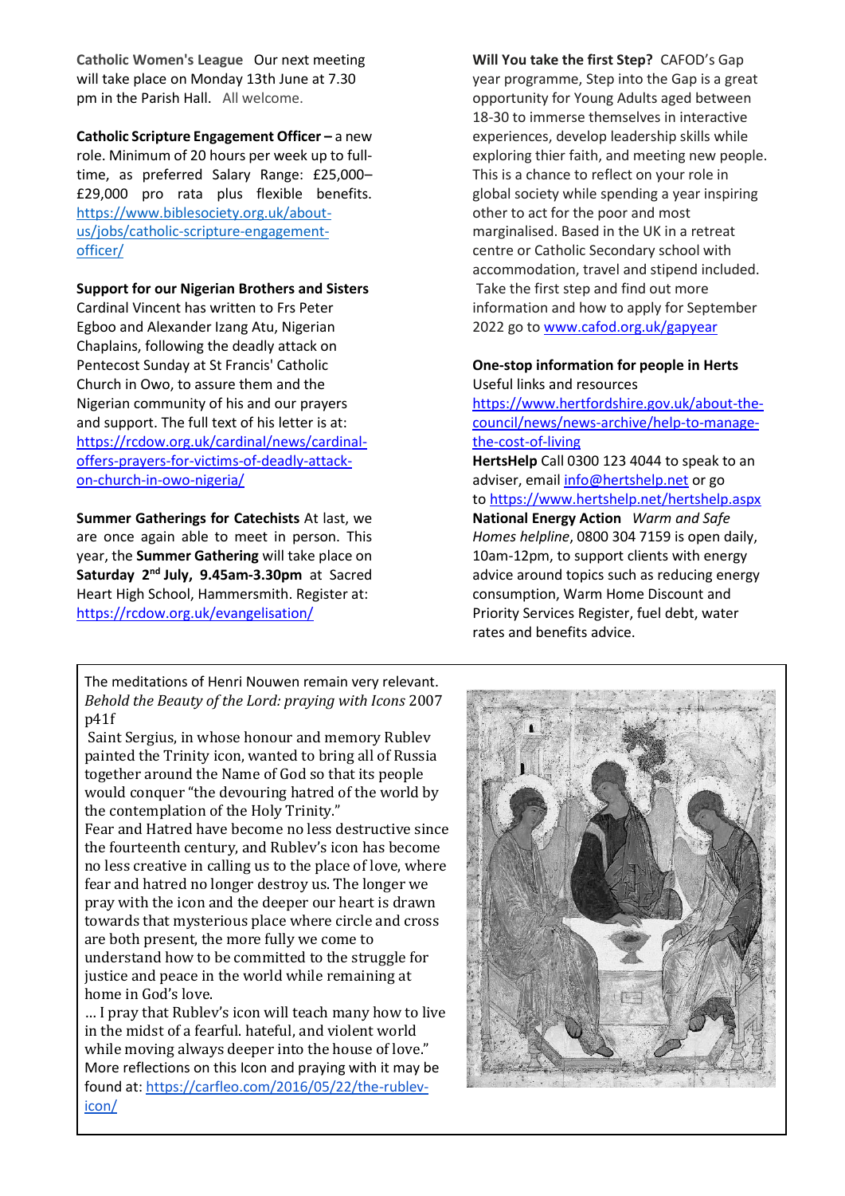**Catholic Women's League** Our next meeting will take place on Monday 13th June at 7.30 pm in the Parish Hall. All welcome.

**Catholic Scripture Engagement Officer –** a new role. Minimum of 20 hours per week up to full-time, as preferred Salary Range: £25,000–£29,000 pro rata plus flexible benefits. https://www.biblesociety.org.uk/about-us/jobs/catholic-scripture-engagement-officer/

**Support for our Nigerian Brothers and Sisters** Cardinal Vincent has written to Frs Peter Egboo and Alexander Izang Atu, Nigerian Chaplains, following the deadly attack on Pentecost Sunday at St Francis' Catholic Church in Owo, to assure them and the Nigerian community of his and our prayers and support. The full text of his letter is at: https://rcdow.org.uk/cardinal/news/cardinal-offers-prayers-for-victims-of-deadly-attack-on-church-in-owo-nigeria/

**Summer Gatherings for Catechists** At last, we are once again able to meet in person. This year, the **Summer Gathering** will take place on **Saturday 2nd July, 9.45am-3.30pm** at Sacred Heart High School, Hammersmith. Register at: https://rcdow.org.uk/evangelisation/

**Will You take the first Step?** CAFOD's Gap year programme, Step into the Gap is a great opportunity for Young Adults aged between 18-30 to immerse themselves in interactive experiences, develop leadership skills while exploring thier faith, and meeting new people. This is a chance to reflect on your role in global society while spending a year inspiring other to act for the poor and most marginalised. Based in the UK in a retreat centre or Catholic Secondary school with accommodation, travel and stipend included. Take the first step and find out more information and how to apply for September 2022 go to www.cafod.org.uk/gapyear

**One-stop information for people in Herts**
Useful links and resources
https://www.hertfordshire.gov.uk/about-the-council/news/news-archive/help-to-manage-the-cost-of-living
**HertsHelp** Call 0300 123 4044 to speak to an adviser, email info@hertshelp.net or go to https://www.hertshelp.net/hertshelp.aspx
**National Energy Action** *Warm and Safe Homes helpline*, 0800 304 7159 is open daily, 10am-12pm, to support clients with energy advice around topics such as reducing energy consumption, Warm Home Discount and Priority Services Register, fuel debt, water rates and benefits advice.

The meditations of Henri Nouwen remain very relevant. *Behold the Beauty of the Lord: praying with Icons* 2007 p41f

Saint Sergius, in whose honour and memory Rublev painted the Trinity icon, wanted to bring all of Russia together around the Name of God so that its people would conquer "the devouring hatred of the world by the contemplation of the Holy Trinity."
Fear and Hatred have become no less destructive since the fourteenth century, and Rublev's icon has become no less creative in calling us to the place of love, where fear and hatred no longer destroy us. The longer we pray with the icon and the deeper our heart is drawn towards that mysterious place where circle and cross are both present, the more fully we come to understand how to be committed to the struggle for justice and peace in the world while remaining at home in God's love.
... I pray that Rublev's icon will teach many how to live in the midst of a fearful. hateful, and violent world while moving always deeper into the house of love."
More reflections on this Icon and praying with it may be found at: https://carfleo.com/2016/05/22/the-rublev-icon/